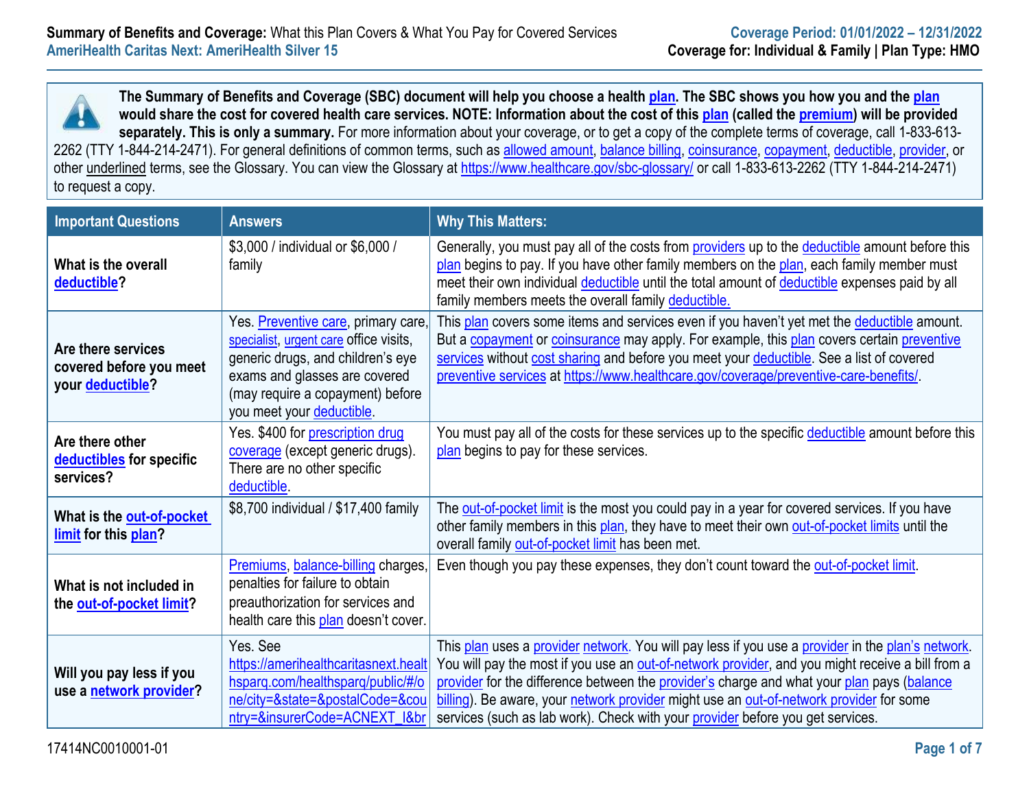**Summary of Benefits and Coverage:** What this Plan Covers & What You Pay for Covered Services
**AmeriHealth Caritas Next: AmeriHealth Silver 15**

**Coverage Period: 01/01/2022 – 12/31/2022**
**Coverage for: Individual & Family | Plan Type: HMO**

**The Summary of Benefits and Coverage (SBC) document will help you choose a health plan. The SBC shows you how you and the plan would share the cost for covered health care services. NOTE: Information about the cost of this plan (called the premium) will be provided separately. This is only a summary.** For more information about your coverage, or to get a copy of the complete terms of coverage, call 1-833-613-2262 (TTY 1-844-214-2471). For general definitions of common terms, such as allowed amount, balance billing, coinsurance, copayment, deductible, provider, or other underlined terms, see the Glossary. You can view the Glossary at https://www.healthcare.gov/sbc-glossary/ or call 1-833-613-2262 (TTY 1-844-214-2471) to request a copy.

| Important Questions | Answers | Why This Matters: |
|---|---|---|
| **What is the overall deductible?** | $3,000 / individual or $6,000 / family | Generally, you must pay all of the costs from providers up to the deductible amount before this plan begins to pay. If you have other family members on the plan, each family member must meet their own individual deductible until the total amount of deductible expenses paid by all family members meets the overall family deductible. |
| **Are there services covered before you meet your deductible?** | Yes. Preventive care, primary care, specialist, urgent care office visits, generic drugs, and children's eye exams and glasses are covered (may require a copayment) before you meet your deductible. | This plan covers some items and services even if you haven't yet met the deductible amount. But a copayment or coinsurance may apply. For example, this plan covers certain preventive services without cost sharing and before you meet your deductible. See a list of covered preventive services at https://www.healthcare.gov/coverage/preventive-care-benefits/. |
| **Are there other deductibles for specific services?** | Yes. $400 for prescription drug coverage (except generic drugs). There are no other specific deductible. | You must pay all of the costs for these services up to the specific deductible amount before this plan begins to pay for these services. |
| **What is the out-of-pocket limit for this plan?** | $8,700 individual / $17,400 family | The out-of-pocket limit is the most you could pay in a year for covered services. If you have other family members in this plan, they have to meet their own out-of-pocket limits until the overall family out-of-pocket limit has been met. |
| **What is not included in the out-of-pocket limit?** | Premiums, balance-billing charges, penalties for failure to obtain preauthorization for services and health care this plan doesn't cover. | Even though you pay these expenses, they don't count toward the out-of-pocket limit. |
| **Will you pay less if you use a network provider?** | Yes. See https://amerihealthcaritasnext.healthsparq.com/healthsparq/public/#/one/city=&state=&postalCode=&country=&insurerCode=ACNEXT_I&br | This plan uses a provider network. You will pay less if you use a provider in the plan's network. You will pay the most if you use an out-of-network provider, and you might receive a bill from a provider for the difference between the provider's charge and what your plan pays (balance billing). Be aware, your network provider might use an out-of-network provider for some services (such as lab work). Check with your provider before you get services. |

17414NC0010001-01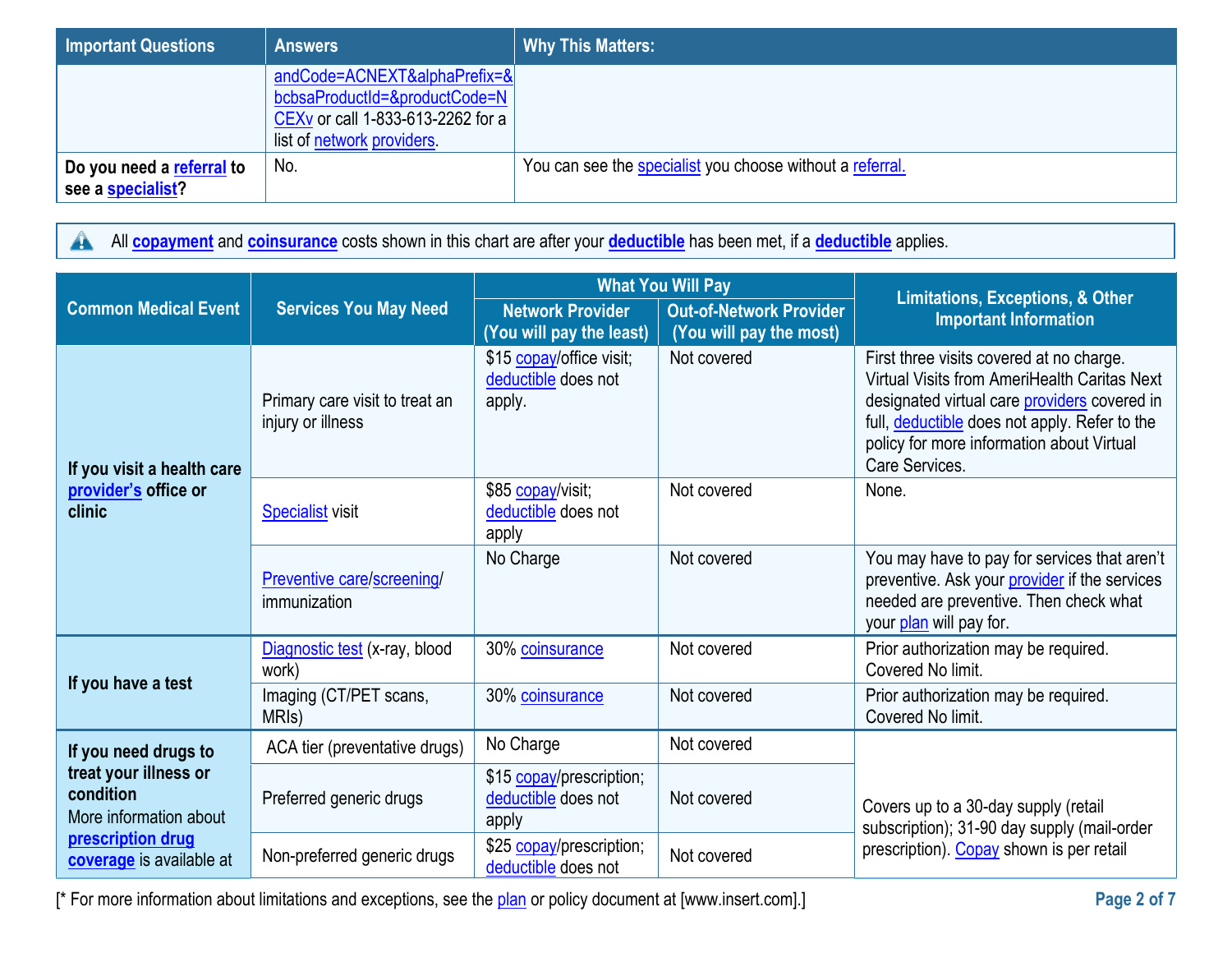| Important Questions | Answers | Why This Matters: |
|---|---|---|
| | andCode=ACNEXT&alphaPrefix=&bcbsaProductId=&productCode=NCEXv or call 1-833-613-2262 for a list of network providers. | |
| **Do you need a referral to see a specialist?** | No. | You can see the specialist you choose without a referral. |

All **copayment** and **coinsurance** costs shown in this chart are after your **deductible** has been met, if a **deductible** applies.

| Common Medical Event | Services You May Need | What You Will Pay | | Limitations, Exceptions, & Other Important Information |
|---|---|---|---|---|
| | | Network Provider (You will pay the least) | Out-of-Network Provider (You will pay the most) | |
| **If you visit a health care provider's office or clinic** | Primary care visit to treat an injury or illness | $15 copay/office visit; deductible does not apply. | Not covered | First three visits covered at no charge. Virtual Visits from AmeriHealth Caritas Next designated virtual care providers covered in full, deductible does not apply. Refer to the policy for more information about Virtual Care Services. |
| | Specialist visit | $85 copay/visit; deductible does not apply | Not covered | None. |
| | Preventive care/screening/immunization | No Charge | Not covered | You may have to pay for services that aren't preventive. Ask your provider if the services needed are preventive. Then check what your plan will pay for. |
| **If you have a test** | Diagnostic test (x-ray, blood work) | 30% coinsurance | Not covered | Prior authorization may be required. Covered No limit. |
| | Imaging (CT/PET scans, MRIs) | 30% coinsurance | Not covered | Prior authorization may be required. Covered No limit. |
| **If you need drugs to treat your illness or condition** More information about **prescription drug coverage** is available at | ACA tier (preventative drugs) | No Charge | Not covered | Covers up to a 30-day supply (retail subscription); 31-90 day supply (mail-order prescription). Copay shown is per retail |
| | Preferred generic drugs | $15 copay/prescription; deductible does not apply | Not covered | |
| | Non-preferred generic drugs | $25 copay/prescription; deductible does not | Not covered | |

[* For more information about limitations and exceptions, see the plan or policy document at [www.insert.com].]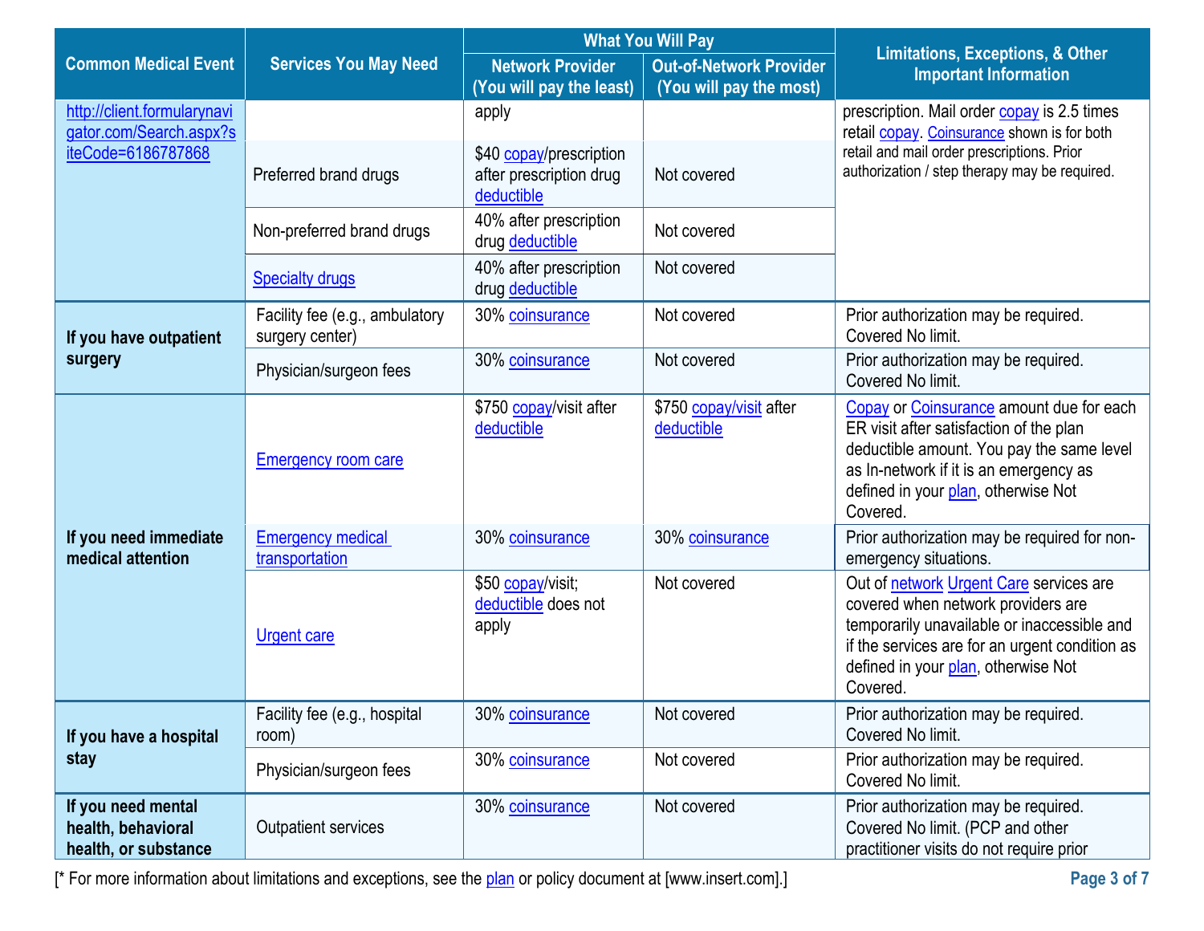| Common Medical Event | Services You May Need | What You Will Pay | | Limitations, Exceptions, & Other Important Information |
|---|---|---|---|---|
| | | Network Provider (You will pay the least) | Out-of-Network Provider (You will pay the most) | |
| http://client.formularynavigator.com/Search.aspx?siteCode=6186787868 | | apply | | prescription. Mail order copay is 2.5 times retail copay. Coinsurance shown is for both retail and mail order prescriptions. Prior authorization / step therapy may be required. |
| | Preferred brand drugs | $40 copay/prescription after prescription drug deductible | Not covered | |
| | Non-preferred brand drugs | 40% after prescription drug deductible | Not covered | |
| | Specialty drugs | 40% after prescription drug deductible | Not covered | |
| **If you have outpatient surgery** | Facility fee (e.g., ambulatory surgery center) | 30% coinsurance | Not covered | Prior authorization may be required. Covered No limit. |
| | Physician/surgeon fees | 30% coinsurance | Not covered | Prior authorization may be required. Covered No limit. |
| **If you need immediate medical attention** | Emergency room care | $750 copay/visit after deductible | $750 copay/visit after deductible | Copay or Coinsurance amount due for each ER visit after satisfaction of the plan deductible amount. You pay the same level as In-network if it is an emergency as defined in your plan, otherwise Not Covered. |
| | Emergency medical transportation | 30% coinsurance | 30% coinsurance | Prior authorization may be required for non-emergency situations. |
| | Urgent care | $50 copay/visit; deductible does not apply | Not covered | Out of network Urgent Care services are covered when network providers are temporarily unavailable or inaccessible and if the services are for an urgent condition as defined in your plan, otherwise Not Covered. |
| **If you have a hospital stay** | Facility fee (e.g., hospital room) | 30% coinsurance | Not covered | Prior authorization may be required. Covered No limit. |
| | Physician/surgeon fees | 30% coinsurance | Not covered | Prior authorization may be required. Covered No limit. |
| **If you need mental health, behavioral health, or substance** | Outpatient services | 30% coinsurance | Not covered | Prior authorization may be required. Covered No limit. (PCP and other practitioner visits do not require prior |

[* For more information about limitations and exceptions, see the plan or policy document at [www.insert.com].]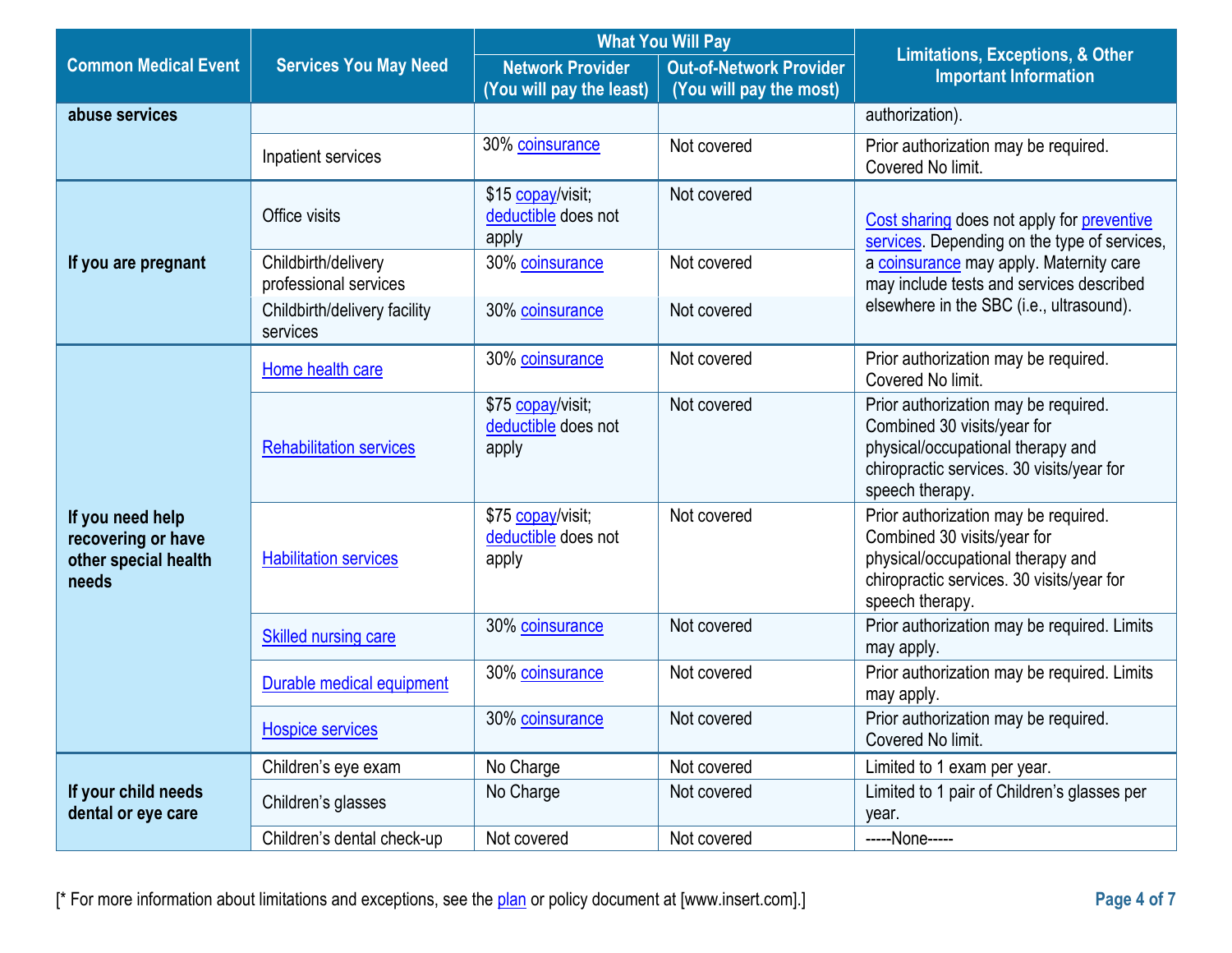| Common Medical Event | Services You May Need | What You Will Pay | | Limitations, Exceptions, & Other Important Information |
|---|---|---|---|---|
| | | Network Provider (You will pay the least) | Out-of-Network Provider (You will pay the most) | |
| abuse services | | | | authorization). |
| | Inpatient services | 30% coinsurance | Not covered | Prior authorization may be required. Covered No limit. |
| If you are pregnant | Office visits | $15 copay/visit; deductible does not apply | Not covered | Cost sharing does not apply for preventive services. Depending on the type of services, a coinsurance may apply. Maternity care may include tests and services described elsewhere in the SBC (i.e., ultrasound). |
| | Childbirth/delivery professional services | 30% coinsurance | Not covered | |
| | Childbirth/delivery facility services | 30% coinsurance | Not covered | |
| If you need help recovering or have other special health needs | Home health care | 30% coinsurance | Not covered | Prior authorization may be required. Covered No limit. |
| | Rehabilitation services | $75 copay/visit; deductible does not apply | Not covered | Prior authorization may be required. Combined 30 visits/year for physical/occupational therapy and chiropractic services. 30 visits/year for speech therapy. |
| | Habilitation services | $75 copay/visit; deductible does not apply | Not covered | Prior authorization may be required. Combined 30 visits/year for physical/occupational therapy and chiropractic services. 30 visits/year for speech therapy. |
| | Skilled nursing care | 30% coinsurance | Not covered | Prior authorization may be required. Limits may apply. |
| | Durable medical equipment | 30% coinsurance | Not covered | Prior authorization may be required. Limits may apply. |
| | Hospice services | 30% coinsurance | Not covered | Prior authorization may be required. Covered No limit. |
| If your child needs dental or eye care | Children's eye exam | No Charge | Not covered | Limited to 1 exam per year. |
| | Children's glasses | No Charge | Not covered | Limited to 1 pair of Children's glasses per year. |
| | Children's dental check-up | Not covered | Not covered | -----None----- |

[* For more information about limitations and exceptions, see the plan or policy document at [www.insert.com].]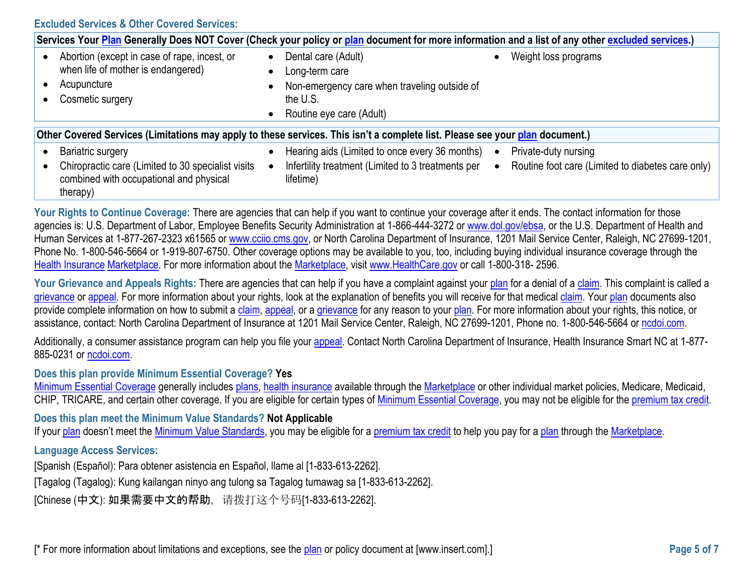### Excluded Services & Other Covered Services:

| Services Your Plan Generally Does NOT Cover (Check your policy or plan document for more information and a list of any other excluded services.) | | |
|---|---|---|
| • Abortion (except in case of rape, incest, or when life of mother is endangered)<br>• Acupuncture<br>• Cosmetic surgery | • Dental care (Adult)<br>• Long-term care<br>• Non-emergency care when traveling outside of the U.S.<br>• Routine eye care (Adult) | • Weight loss programs |

| Other Covered Services (Limitations may apply to these services. This isn't a complete list. Please see your plan document.) | | |
|---|---|---|
| • Bariatric surgery<br>• Chiropractic care (Limited to 30 specialist visits combined with occupational and physical therapy) | • Hearing aids (Limited to once every 36 months)<br>• Infertility treatment (Limited to 3 treatments per lifetime) | • Private-duty nursing<br>• Routine foot care (Limited to diabetes care only) |

**Your Rights to Continue Coverage:** There are agencies that can help if you want to continue your coverage after it ends. The contact information for those agencies is: U.S. Department of Labor, Employee Benefits Security Administration at 1-866-444-3272 or www.dol.gov/ebsa, or the U.S. Department of Health and Human Services at 1-877-267-2323 x61565 or www.cciio.cms.gov, or North Carolina Department of Insurance, 1201 Mail Service Center, Raleigh, NC 27699-1201, Phone No. 1-800-546-5664 or 1-919-807-6750. Other coverage options may be available to you, too, including buying individual insurance coverage through the Health Insurance Marketplace. For more information about the Marketplace, visit www.HealthCare.gov or call 1-800-318- 2596.

**Your Grievance and Appeals Rights:** There are agencies that can help if you have a complaint against your plan for a denial of a claim. This complaint is called a grievance or appeal. For more information about your rights, look at the explanation of benefits you will receive for that medical claim. Your plan documents also provide complete information on how to submit a claim, appeal, or a grievance for any reason to your plan. For more information about your rights, this notice, or assistance, contact: North Carolina Department of Insurance at 1201 Mail Service Center, Raleigh, NC 27699-1201, Phone no. 1-800-546-5664 or ncdoi.com.

Additionally, a consumer assistance program can help you file your appeal. Contact North Carolina Department of Insurance, Health Insurance Smart NC at 1-877-885-0231 or ncdoi.com.

**Does this plan provide Minimum Essential Coverage? Yes**

Minimum Essential Coverage generally includes plans, health insurance available through the Marketplace or other individual market policies, Medicare, Medicaid, CHIP, TRICARE, and certain other coverage. If you are eligible for certain types of Minimum Essential Coverage, you may not be eligible for the premium tax credit.

**Does this plan meet the Minimum Value Standards? Not Applicable**

If your plan doesn't meet the Minimum Value Standards, you may be eligible for a premium tax credit to help you pay for a plan through the Marketplace.

**Language Access Services:**

[Spanish (Español): Para obtener asistencia en Español, llame al [1-833-613-2262].

[Tagalog (Tagalog): Kung kailangan ninyo ang tulong sa Tagalog tumawag sa [1-833-613-2262].

[Chinese (中文): 如果需要中文的帮助，请拨打这个号码[1-833-613-2262].

[* For more information about limitations and exceptions, see the plan or policy document at [www.insert.com].]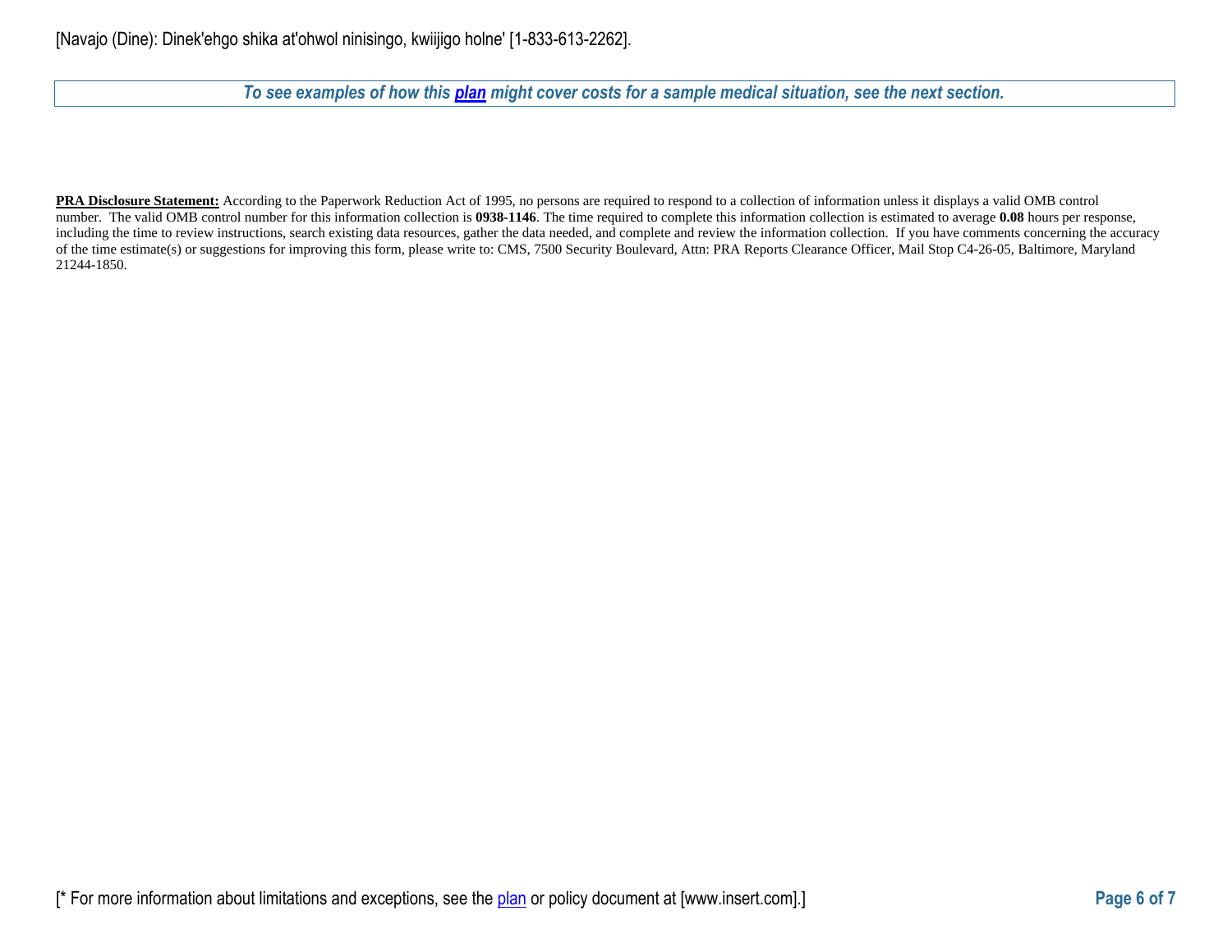[Navajo (Dine): Dinek'ehgo shika at'ohwol ninisingo, kwiijigo holne' [1-833-613-2262].

***To see examples of how this plan might cover costs for a sample medical situation, see the next section.***

**PRA Disclosure Statement:** According to the Paperwork Reduction Act of 1995, no persons are required to respond to a collection of information unless it displays a valid OMB control number. The valid OMB control number for this information collection is **0938-1146**. The time required to complete this information collection is estimated to average **0.08** hours per response, including the time to review instructions, search existing data resources, gather the data needed, and complete and review the information collection. If you have comments concerning the accuracy of the time estimate(s) or suggestions for improving this form, please write to: CMS, 7500 Security Boulevard, Attn: PRA Reports Clearance Officer, Mail Stop C4-26-05, Baltimore, Maryland 21244-1850.

[* For more information about limitations and exceptions, see the plan or policy document at [www.insert.com].]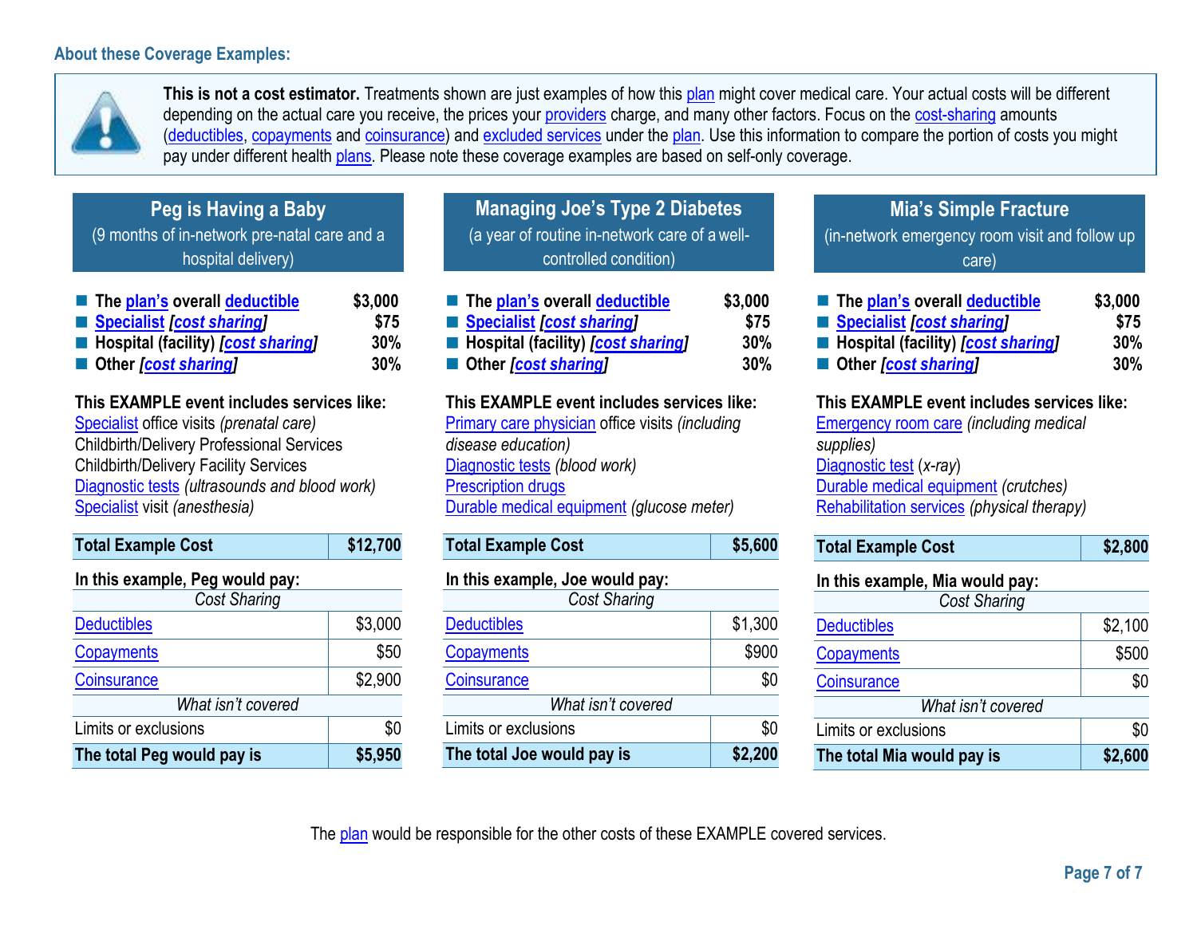### About these Coverage Examples:

**This is not a cost estimator.** Treatments shown are just examples of how this plan might cover medical care. Your actual costs will be different depending on the actual care you receive, the prices your providers charge, and many other factors. Focus on the cost-sharing amounts (deductibles, copayments and coinsurance) and excluded services under the plan. Use this information to compare the portion of costs you might pay under different health plans. Please note these coverage examples are based on self-only coverage.

## Peg is Having a Baby

(9 months of in-network pre-natal care and a hospital delivery)

- **The plan's overall deductible** — **$3,000**
- **Specialist [cost sharing]** — **$75**
- **Hospital (facility) [cost sharing]** — **30%**
- **Other [cost sharing]** — **30%**

**This EXAMPLE event includes services like:**
Specialist office visits *(prenatal care)*
Childbirth/Delivery Professional Services
Childbirth/Delivery Facility Services
Diagnostic tests *(ultrasounds and blood work)*
Specialist visit *(anesthesia)*

| **Total Example Cost** | **$12,700** |
|---|---|
| **In this example, Peg would pay:** | |
| *Cost Sharing* | |
| Deductibles | $3,000 |
| Copayments | $50 |
| Coinsurance | $2,900 |
| *What isn't covered* | |
| Limits or exclusions | $0 |
| **The total Peg would pay is** | **$5,950** |

## Managing Joe's Type 2 Diabetes

(a year of routine in-network care of a well-controlled condition)

- **The plan's overall deductible** — **$3,000**
- **Specialist [cost sharing]** — **$75**
- **Hospital (facility) [cost sharing]** — **30%**
- **Other [cost sharing]** — **30%**

**This EXAMPLE event includes services like:**
Primary care physician office visits *(including disease education)*
Diagnostic tests *(blood work)*
Prescription drugs
Durable medical equipment *(glucose meter)*

| **Total Example Cost** | **$5,600** |
|---|---|
| **In this example, Joe would pay:** | |
| *Cost Sharing* | |
| Deductibles | $1,300 |
| Copayments | $900 |
| Coinsurance | $0 |
| *What isn't covered* | |
| Limits or exclusions | $0 |
| **The total Joe would pay is** | **$2,200** |

## Mia's Simple Fracture

(in-network emergency room visit and follow up care)

- **The plan's overall deductible** — **$3,000**
- **Specialist [cost sharing]** — **$75**
- **Hospital (facility) [cost sharing]** — **30%**
- **Other [cost sharing]** — **30%**

**This EXAMPLE event includes services like:**
Emergency room care *(including medical supplies)*
Diagnostic test *(x-ray)*
Durable medical equipment *(crutches)*
Rehabilitation services *(physical therapy)*

| **Total Example Cost** | **$2,800** |
|---|---|
| **In this example, Mia would pay:** | |
| *Cost Sharing* | |
| Deductibles | $2,100 |
| Copayments | $500 |
| Coinsurance | $0 |
| *What isn't covered* | |
| Limits or exclusions | $0 |
| **The total Mia would pay is** | **$2,600** |

The plan would be responsible for the other costs of these EXAMPLE covered services.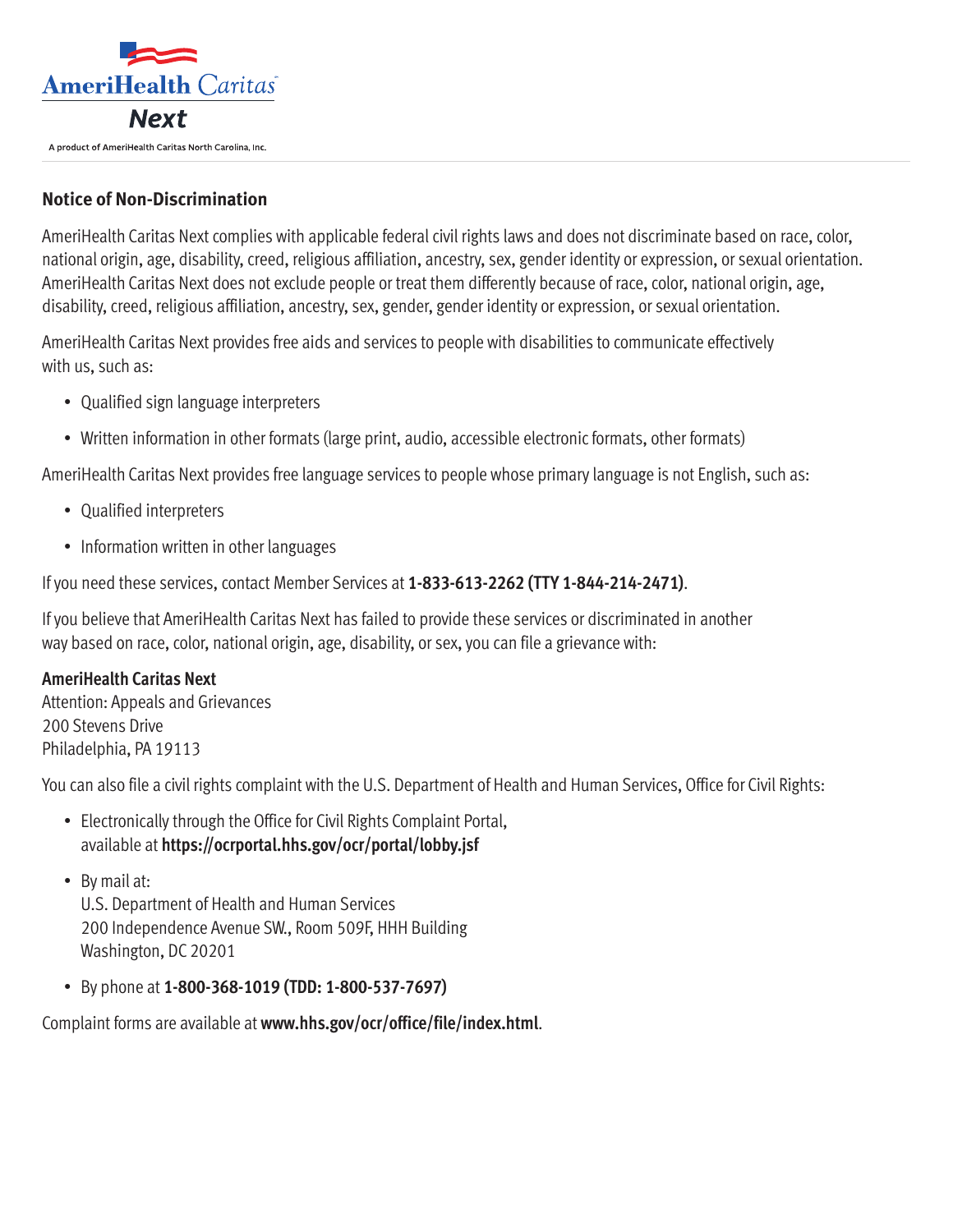AmeriHealth Caritas

**Next**

A product of AmeriHealth Caritas North Carolina, Inc.

## Notice of Non-Discrimination

AmeriHealth Caritas Next complies with applicable federal civil rights laws and does not discriminate based on race, color, national origin, age, disability, creed, religious affiliation, ancestry, sex, gender identity or expression, or sexual orientation. AmeriHealth Caritas Next does not exclude people or treat them differently because of race, color, national origin, age, disability, creed, religious affiliation, ancestry, sex, gender, gender identity or expression, or sexual orientation.

AmeriHealth Caritas Next provides free aids and services to people with disabilities to communicate effectively with us, such as:

- Qualified sign language interpreters
- Written information in other formats (large print, audio, accessible electronic formats, other formats)

AmeriHealth Caritas Next provides free language services to people whose primary language is not English, such as:

- Qualified interpreters
- Information written in other languages

If you need these services, contact Member Services at **1-833-613-2262 (TTY 1-844-214-2471)**.

If you believe that AmeriHealth Caritas Next has failed to provide these services or discriminated in another way based on race, color, national origin, age, disability, or sex, you can file a grievance with:

**AmeriHealth Caritas Next**
Attention: Appeals and Grievances
200 Stevens Drive
Philadelphia, PA 19113

You can also file a civil rights complaint with the U.S. Department of Health and Human Services, Office for Civil Rights:

- Electronically through the Office for Civil Rights Complaint Portal, available at **https://ocrportal.hhs.gov/ocr/portal/lobby.jsf**
- By mail at:
  U.S. Department of Health and Human Services
  200 Independence Avenue SW., Room 509F, HHH Building
  Washington, DC 20201
- By phone at **1-800-368-1019 (TDD: 1-800-537-7697)**

Complaint forms are available at **www.hhs.gov/ocr/office/file/index.html**.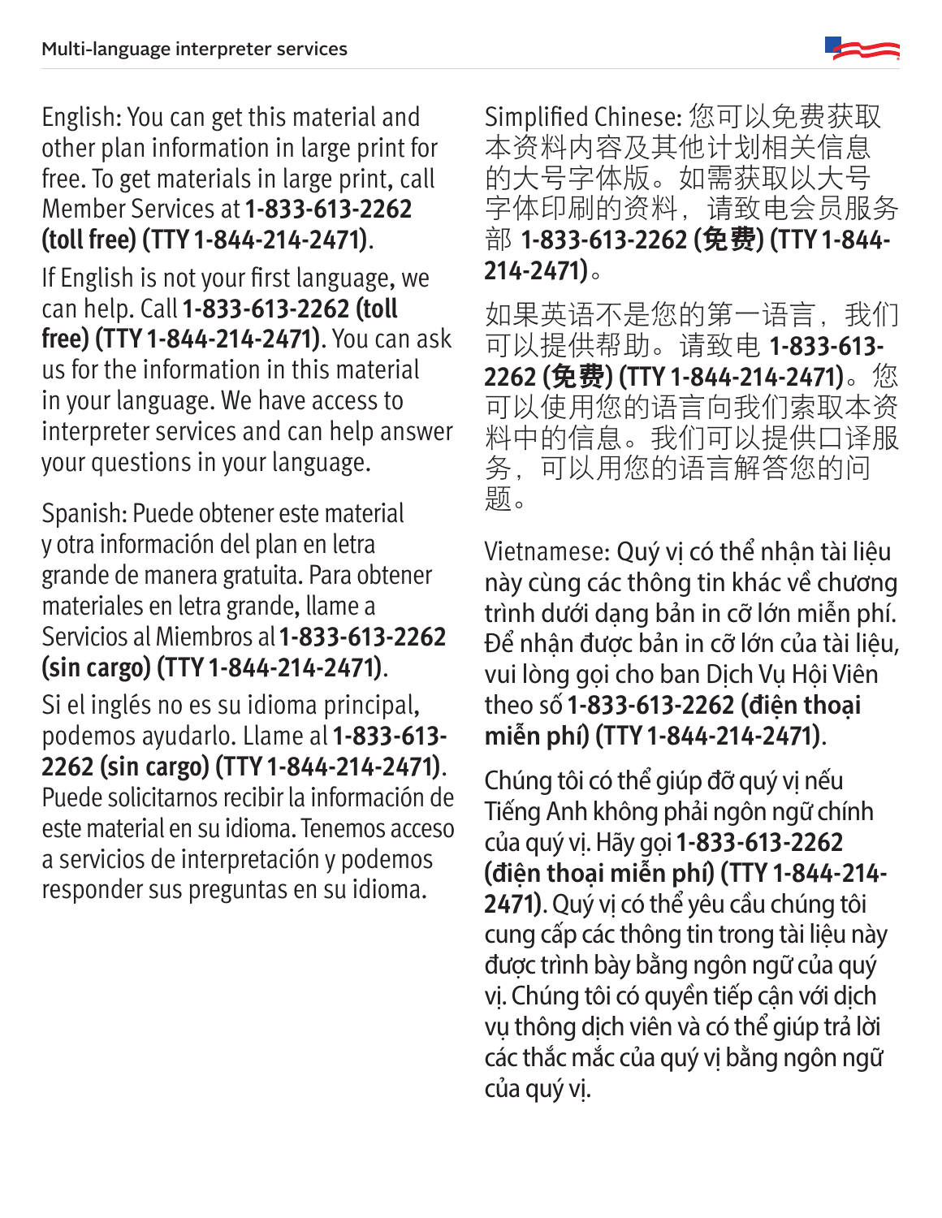English: You can get this material and other plan information in large print for free. To get materials in large print, call Member Services at **1-833-613-2262 (toll free) (TTY 1-844-214-2471)**.

If English is not your first language, we can help. Call **1-833-613-2262 (toll free) (TTY 1-844-214-2471)**. You can ask us for the information in this material in your language. We have access to interpreter services and can help answer your questions in your language.

Spanish: Puede obtener este material y otra información del plan en letra grande de manera gratuita. Para obtener materiales en letra grande, llame a Servicios al Miembros al **1-833-613-2262 (sin cargo) (TTY 1-844-214-2471)**.

Si el inglés no es su idioma principal, podemos ayudarlo. Llame al **1-833-613-2262 (sin cargo) (TTY 1-844-214-2471)**. Puede solicitarnos recibir la información de este material en su idioma. Tenemos acceso a servicios de interpretación y podemos responder sus preguntas en su idioma.

Simplified Chinese: 您可以免费获取本资料内容及其他计划相关信息的大号字体版。如需获取以大号字体印刷的资料，请致电会员服务部 **1-833-613-2262 (免费) (TTY 1-844-214-2471)**。

如果英语不是您的第一语言，我们可以提供帮助。请致电 **1-833-613-2262 (免费) (TTY 1-844-214-2471)**。您可以使用您的语言向我们索取本资料中的信息。我们可以提供口译服务，可以用您的语言解答您的问题。

Vietnamese: Quý vị có thể nhận tài liệu này cùng các thông tin khác về chương trình dưới dạng bản in cỡ lớn miễn phí. Để nhận được bản in cỡ lớn của tài liệu, vui lòng gọi cho ban Dịch Vụ Hội Viên theo số **1-833-613-2262 (điện thoại miễn phí) (TTY 1-844-214-2471)**.

Chúng tôi có thể giúp đỡ quý vị nếu Tiếng Anh không phải ngôn ngữ chính của quý vị. Hãy gọi **1-833-613-2262 (điện thoại miễn phí) (TTY 1-844-214-2471)**. Quý vị có thể yêu cầu chúng tôi cung cấp các thông tin trong tài liệu này được trình bày bằng ngôn ngữ của quý vị. Chúng tôi có quyền tiếp cận với dịch vụ thông dịch viên và có thể giúp trả lời các thắc mắc của quý vị bằng ngôn ngữ của quý vị.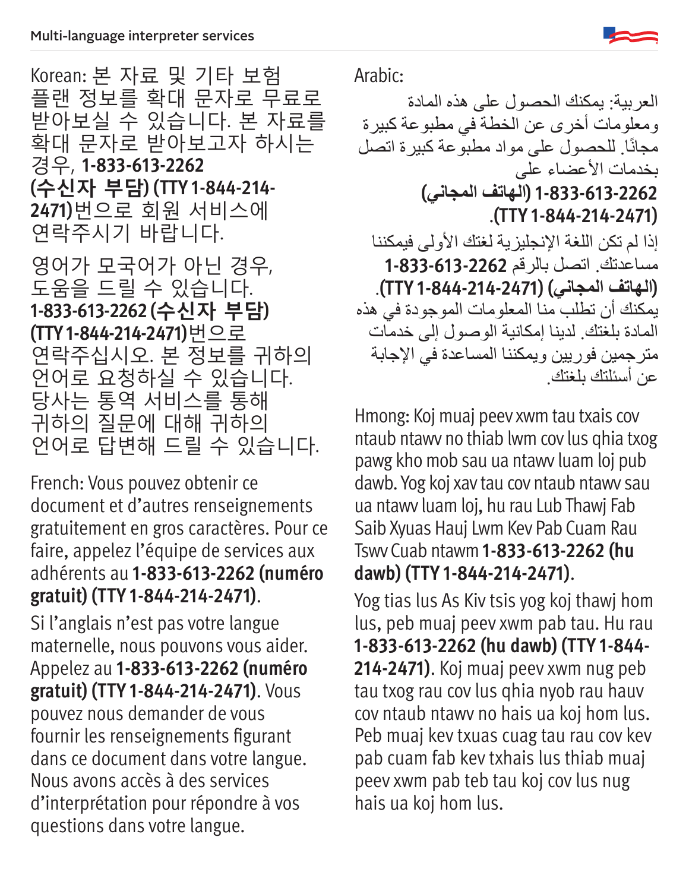Korean: 본 자료 및 기타 보험 플랜 정보를 확대 문자로 무료로 받아보실 수 있습니다. 본 자료를 확대 문자로 받아보고자 하시는 경우, **1-833-613-2262 (수신자 부담) (TTY 1-844-214-2471)**번으로 회원 서비스에 연락주시기 바랍니다.

영어가 모국어가 아닌 경우, 도움을 드릴 수 있습니다. **1-833-613-2262 (수신자 부담) (TTY 1-844-214-2471)**번으로 연락주십시오. 본 정보를 귀하의 언어로 요청하실 수 있습니다. 당사는 통역 서비스를 통해 귀하의 질문에 대해 귀하의 언어로 답변해 드릴 수 있습니다.

French: Vous pouvez obtenir ce document et d'autres renseignements gratuitement en gros caractères. Pour ce faire, appelez l'équipe de services aux adhérents au **1-833-613-2262 (numéro gratuit) (TTY 1-844-214-2471)**.

Si l'anglais n'est pas votre langue maternelle, nous pouvons vous aider. Appelez au **1-833-613-2262 (numéro gratuit) (TTY 1-844-214-2471)**. Vous pouvez nous demander de vous fournir les renseignements figurant dans ce document dans votre langue. Nous avons accès à des services d'interprétation pour répondre à vos questions dans votre langue.

Arabic:

العربية: يمكنك الحصول على هذه المادة ومعلومات أخرى عن الخطة في مطبوعة كبيرة مجانًا. للحصول على مواد مطبوعة كبيرة اتصل بخدمات الأعضاء على **1-833-613-2262 (الهاتف المجاني) (TTY 1-844-214-2471)**.

إذا لم تكن اللغة الإنجليزية لغتك الأولى فيمكننا مساعدتك. اتصل بالرقم **1-833-613-2262 (الهاتف المجاني) (TTY 1-844-214-2471)**. يمكنك أن تطلب منا المعلومات الموجودة في هذه المادة بلغتك. لدينا إمكانية الوصول إلى خدمات مترجمين فوريين ويمكننا المساعدة في الإجابة عن أسئلتك بلغتك.

Hmong: Koj muaj peev xwm tau txais cov ntaub ntawv no thiab lwm cov lus qhia txog pawg kho mob sau ua ntawv luam loj pub dawb. Yog koj xav tau cov ntaub ntawv sau ua ntawv luam loj, hu rau Lub Thawj Fab Saib Xyuas Hauj Lwm Kev Pab Cuam Rau Tswv Cuab ntawm **1-833-613-2262 (hu dawb) (TTY 1-844-214-2471)**.

Yog tias lus As Kiv tsis yog koj thawj hom lus, peb muaj peev xwm pab tau. Hu rau **1-833-613-2262 (hu dawb) (TTY 1-844-214-2471)**. Koj muaj peev xwm nug peb tau txog rau cov lus qhia nyob rau hauv cov ntaub ntawv no hais ua koj hom lus. Peb muaj kev txuas cuag tau rau cov kev pab cuam fab kev txhais lus thiab muaj peev xwm pab teb tau koj cov lus nug hais ua koj hom lus.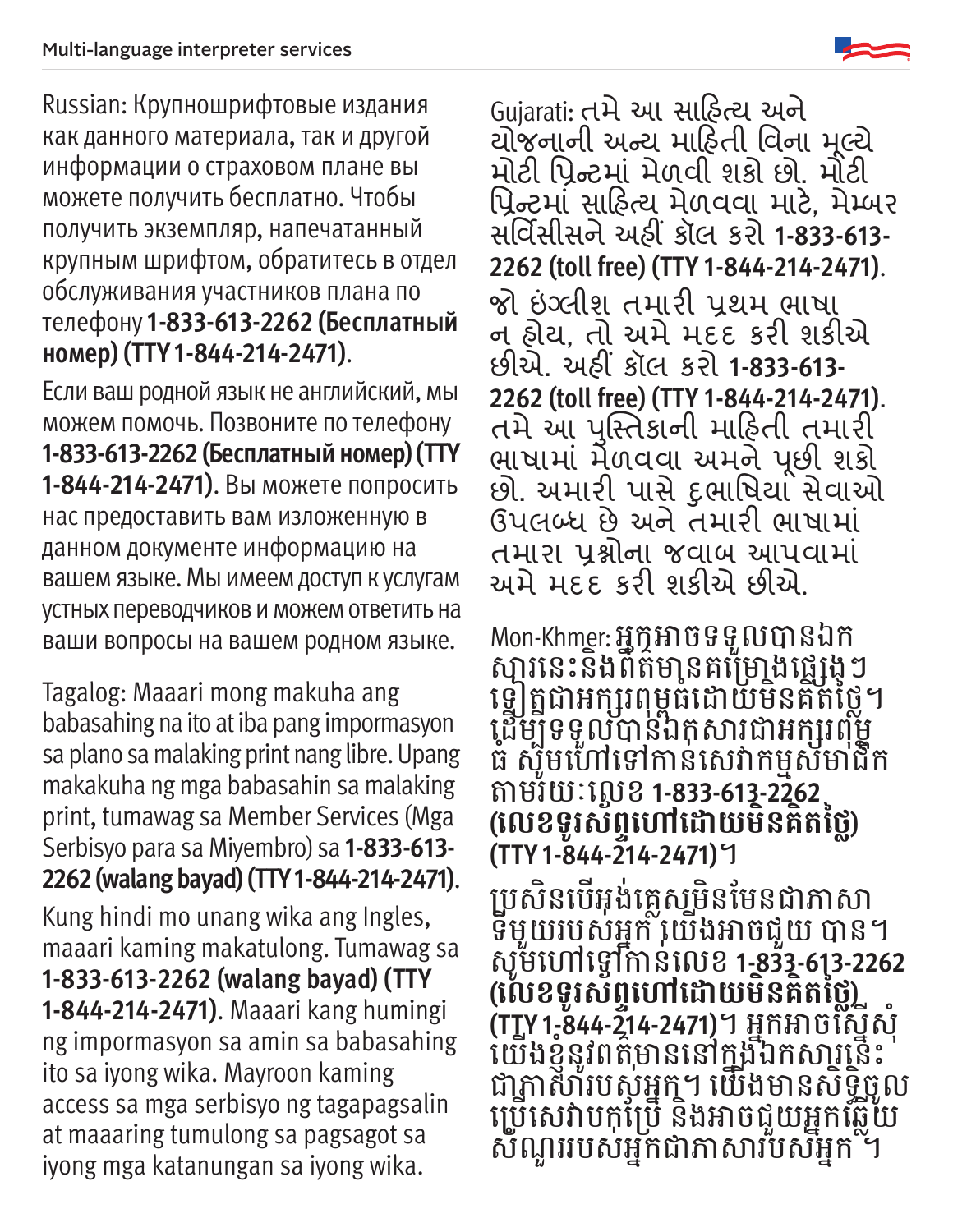Russian: Крупношрифтовые издания как данного материала, так и другой информации о страховом плане вы можете получить бесплатно. Чтобы получить экземпляр, напечатанный крупным шрифтом, обратитесь в отдел обслуживания участников плана по телефону **1-833-613-2262 (Бесплатный номер) (TTY 1-844-214-2471)**.

Если ваш родной язык не английский, мы можем помочь. Позвоните по телефону **1-833-613-2262 (Бесплатный номер) (TTY 1-844-214-2471)**. Вы можете попросить нас предоставить вам изложенную в данном документе информацию на вашем языке. Мы имеем доступ к услугам устных переводчиков и можем ответить на ваши вопросы на вашем родном языке.

Tagalog: Maaari mong makuha ang babasahing na ito at iba pang impormasyon sa plano sa malaking print nang libre. Upang makakuha ng mga babasahin sa malaking print, tumawag sa Member Services (Mga Serbisyo para sa Miyembro) sa **1-833-613-2262 (walang bayad) (TTY 1-844-214-2471)**.

Kung hindi mo unang wika ang Ingles, maaari kaming makatulong. Tumawag sa **1-833-613-2262 (walang bayad) (TTY 1-844-214-2471)**. Maaari kang humingi ng impormasyon sa amin sa babasahing ito sa iyong wika. Mayroon kaming access sa mga serbisyo ng tagapagsalin at maaaring tumulong sa pagsagot sa iyong mga katanungan sa iyong wika.

Gujarati: તમે આ સાહિત્ય અને યોજનાની અન્ય માહિતી વિના મૂલ્યે મોટી પ્રિન્ટમાં મેળવી શકો છો. મોટી પ્રિન્ટમાં સાહિત્ય મેળવવા માટે, મેમ્બર સર્વિસીસને અહીં કૉલ કરો **1-833-613-2262 (toll free) (TTY 1-844-214-2471)**.

જો ઇંગ્લીશ તમારી પ્રથમ ભાષા ન હોય, તો અમે મદદ કરી શકીએ છીએ. અહીં કૉલ કરો **1-833-613-2262 (toll free) (TTY 1-844-214-2471)**. તમે આ પુસ્તિકાની માહિતી તમારી ભાષામાં મેળવવા અમને પૂછી શકો છો. અમારી પાસે દુભાષિયા સેવાઓ ઉપલબ્ધ છે અને તમારી ભાષામાં તમારા પ્રશ્નોના જવાબ આપવામાં અમે મદદ કરી શકીએ છીએ.

Mon-Khmer: អ្នកអាចទទួលបានឯកសារនេះនិងព័ត៌មានគម្រោងផ្សេងៗទៀតជាអក្សរពុម្ពធំដោយមិនគិតថ្លៃ។ ដើម្បីទទួលបានឯកសារជាអក្សរពុម្ពធំ សូមហៅទៅកាន់សេវាកម្មសមាជិកតាមរយៈលេខ **1-833-613-2262 (លេខទូរសព្ទហៅដោយមិនគិតថ្លៃ) (TTY 1-844-214-2471)**។

ប្រសិនបើអង់គ្លេសមិនមែនជាភាសាទីមួយរបស់អ្នក យើងអាចជួយ បាន។ សូមហៅទៅកាន់លេខ **1-833-613-2262 (លេខទូរសព្ទហៅដោយមិនគិតថ្លៃ) (TTY 1-844-214-2471)**។ អ្នកអាចស្នើសុំយើងខ្ញុំនូវព័ត៌មាននៅក្នុងឯកសារនេះជាភាសារបស់អ្នក។ យើងមានសិទ្ធិចូលប្រើសេវាបកប្រែ និងអាចជួយអ្នកឆ្លើយសំណួររបស់អ្នកជាភាសារបស់អ្នក ។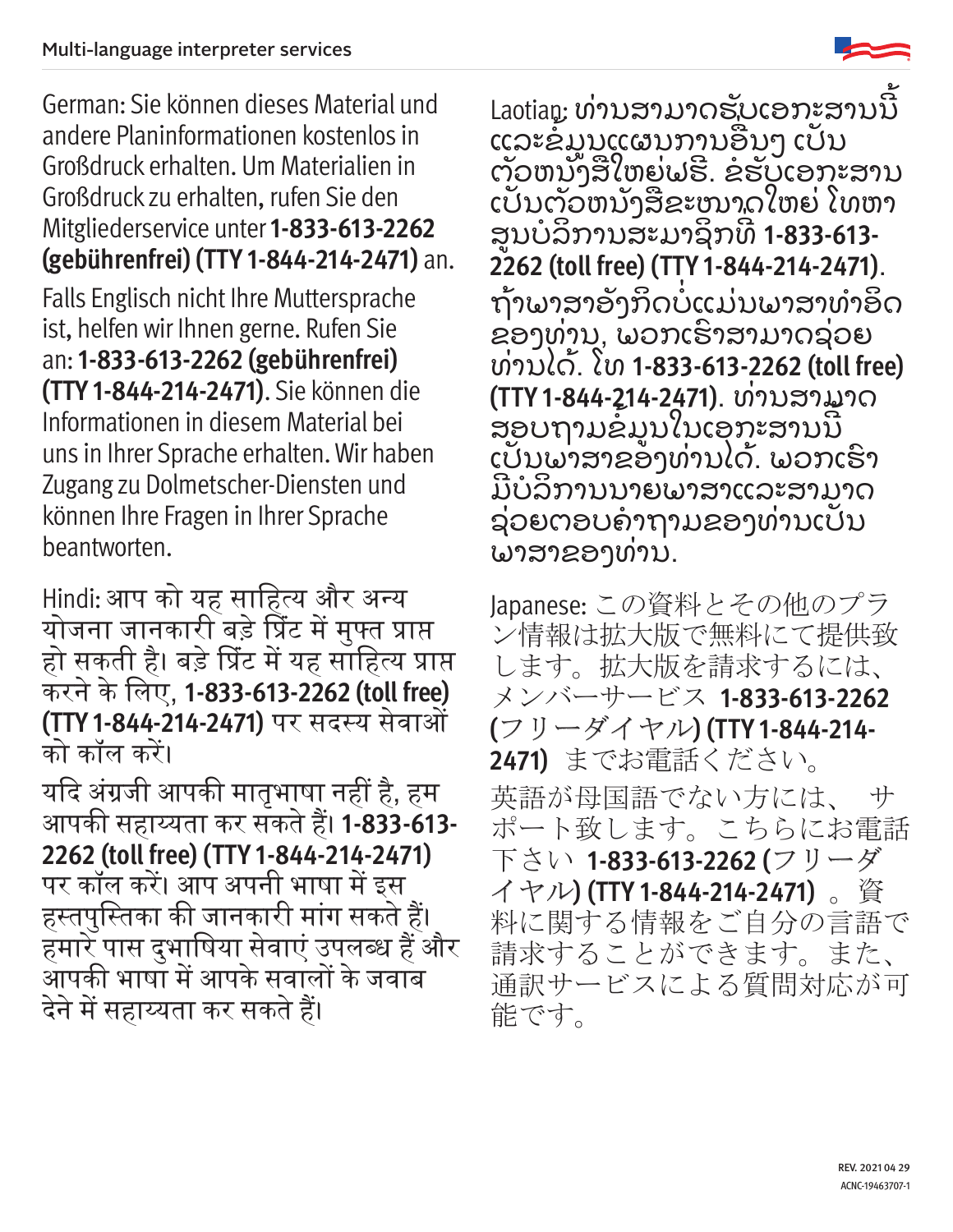German: Sie können dieses Material und andere Planinformationen kostenlos in Großdruck erhalten. Um Materialien in Großdruck zu erhalten, rufen Sie den Mitgliederservice unter **1-833-613-2262 (gebührenfrei) (TTY 1-844-214-2471)** an.

Falls Englisch nicht Ihre Muttersprache ist, helfen wir Ihnen gerne. Rufen Sie an: **1-833-613-2262 (gebührenfrei) (TTY 1-844-214-2471)**. Sie können die Informationen in diesem Material bei uns in Ihrer Sprache erhalten. Wir haben Zugang zu Dolmetscher-Diensten und können Ihre Fragen in Ihrer Sprache beantworten.

Hindi: आप को यह साहित्य और अन्य योजना जानकारी बड़े प्रिंट में मुफ्त प्राप्त हो सकती है। बड़े प्रिंट में यह साहित्य प्राप्त करने के लिए, **1-833-613-2262 (toll free) (TTY 1-844-214-2471)** पर सदस्य सेवाओं को कॉल करें।

यदि अंग्रजी आपकी मातृभाषा नहीं है, हम आपकी सहाय्यता कर सकते हैं। **1-833-613-2262 (toll free) (TTY 1-844-214-2471)** पर कॉल करें। आप अपनी भाषा में इस हस्तपुस्तिका की जानकारी मांग सकते हैं। हमारे पास दुभाषिया सेवाएं उपलब्ध हैं और आपकी भाषा में आपके सवालों के जवाब देने में सहाय्यता कर सकते हैं।

Laotian: ທ່ານສາມາດຮັບເອກະສານນີ້ ແລະຂໍ້ມູນແຜນການອື່ນໆ ເປັນຕົວຫນັງສືໃຫຍ່ຟຣີ. ຂໍຮັບເອກະສານເປັນຕົວຫນັງສືຂະໜາດໃຫຍ່ ໂທຫາສູນບໍລິການສະມາຊິກທີ່ **1-833-613-2262 (toll free) (TTY 1-844-214-2471)**. ຖ້າພາສາອັງກິດບໍ່ແມ່ນພາສາທຳອິດຂອງທ່ານ, ພວກເຮົາສາມາດຊ່ວຍທ່ານໄດ້. ໂທ **1-833-613-2262 (toll free) (TTY 1-844-214-2471)**. ທ່ານສາມາດສອບຖາມຂໍ້ມູນໃນເອກະສານນີ້ເປັນພາສາຂອງທ່ານໄດ້. ພວກເຮົາມີບໍລິການນາຍພາສາແລະສາມາດຊ່ວຍຕອບຄຳຖາມຂອງທ່ານເປັນພາສາຂອງທ່ານ.

Japanese: この資料とその他のプラン情報は拡大版で無料にて提供致します。拡大版を請求するには、メンバーサービス **1-833-613-2262** (フリーダイヤル) **(TTY 1-844-214-2471)** までお電話ください。

英語が母国語でない方には、 サポート致します。こちらにお電話下さい **1-833-613-2262** (フリーダイヤル) **(TTY 1-844-214-2471)** 。資料に関する情報をご自分の言語で請求することができます。また、通訳サービスによる質問対応が可能です。

REV. 2021 04 29
ACNC-19463707-1